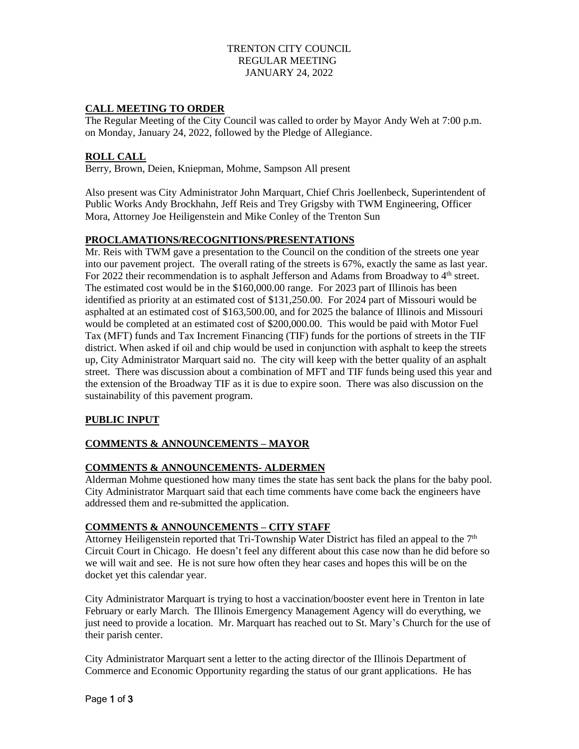TRENTON CITY COUNCIL
REGULAR MEETING
JANUARY 24, 2022

## CALL MEETING TO ORDER

The Regular Meeting of the City Council was called to order by Mayor Andy Weh at 7:00 p.m. on Monday, January 24, 2022, followed by the Pledge of Allegiance.

## ROLL CALL

Berry, Brown, Deien, Kniepman, Mohme, Sampson All present

Also present was City Administrator John Marquart, Chief Chris Joellenbeck, Superintendent of Public Works Andy Brockhahn, Jeff Reis and Trey Grigsby with TWM Engineering, Officer Mora, Attorney Joe Heiligenstein and Mike Conley of the Trenton Sun

## PROCLAMATIONS/RECOGNITIONS/PRESENTATIONS

Mr. Reis with TWM gave a presentation to the Council on the condition of the streets one year into our pavement project. The overall rating of the streets is 67%, exactly the same as last year. For 2022 their recommendation is to asphalt Jefferson and Adams from Broadway to 4th street. The estimated cost would be in the $160,000.00 range. For 2023 part of Illinois has been identified as priority at an estimated cost of $131,250.00. For 2024 part of Missouri would be asphalted at an estimated cost of $163,500.00, and for 2025 the balance of Illinois and Missouri would be completed at an estimated cost of $200,000.00. This would be paid with Motor Fuel Tax (MFT) funds and Tax Increment Financing (TIF) funds for the portions of streets in the TIF district. When asked if oil and chip would be used in conjunction with asphalt to keep the streets up, City Administrator Marquart said no. The city will keep with the better quality of an asphalt street. There was discussion about a combination of MFT and TIF funds being used this year and the extension of the Broadway TIF as it is due to expire soon. There was also discussion on the sustainability of this pavement program.

## PUBLIC INPUT

## COMMENTS & ANNOUNCEMENTS – MAYOR

## COMMENTS & ANNOUNCEMENTS- ALDERMEN

Alderman Mohme questioned how many times the state has sent back the plans for the baby pool. City Administrator Marquart said that each time comments have come back the engineers have addressed them and re-submitted the application.

## COMMENTS & ANNOUNCEMENTS – CITY STAFF

Attorney Heiligenstein reported that Tri-Township Water District has filed an appeal to the 7th Circuit Court in Chicago. He doesn't feel any different about this case now than he did before so we will wait and see. He is not sure how often they hear cases and hopes this will be on the docket yet this calendar year.

City Administrator Marquart is trying to host a vaccination/booster event here in Trenton in late February or early March. The Illinois Emergency Management Agency will do everything, we just need to provide a location. Mr. Marquart has reached out to St. Mary's Church for the use of their parish center.

City Administrator Marquart sent a letter to the acting director of the Illinois Department of Commerce and Economic Opportunity regarding the status of our grant applications. He has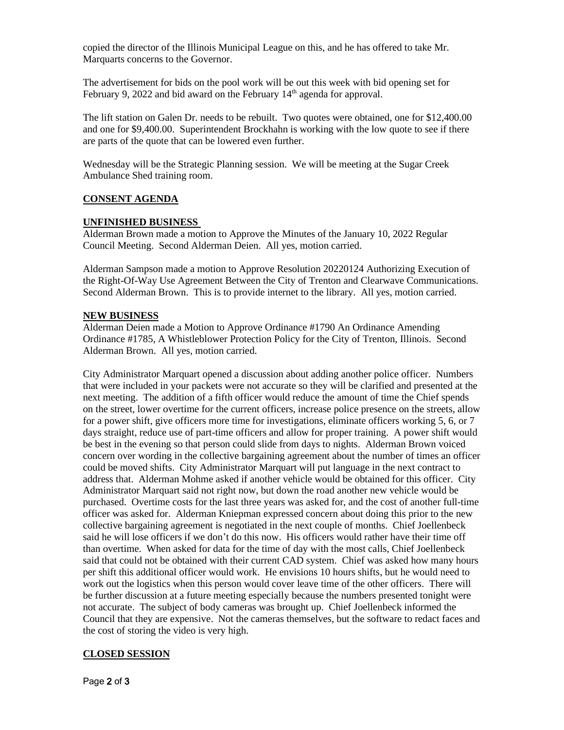copied the director of the Illinois Municipal League on this, and he has offered to take Mr. Marquarts concerns to the Governor.

The advertisement for bids on the pool work will be out this week with bid opening set for February 9, 2022 and bid award on the February 14th agenda for approval.

The lift station on Galen Dr. needs to be rebuilt. Two quotes were obtained, one for $12,400.00 and one for $9,400.00. Superintendent Brockhahn is working with the low quote to see if there are parts of the quote that can be lowered even further.

Wednesday will be the Strategic Planning session. We will be meeting at the Sugar Creek Ambulance Shed training room.

## CONSENT AGENDA

## UNFINISHED BUSINESS

Alderman Brown made a motion to Approve the Minutes of the January 10, 2022 Regular Council Meeting. Second Alderman Deien. All yes, motion carried.

Alderman Sampson made a motion to Approve Resolution 20220124 Authorizing Execution of the Right-Of-Way Use Agreement Between the City of Trenton and Clearwave Communications. Second Alderman Brown. This is to provide internet to the library. All yes, motion carried.

## NEW BUSINESS

Alderman Deien made a Motion to Approve Ordinance #1790 An Ordinance Amending Ordinance #1785, A Whistleblower Protection Policy for the City of Trenton, Illinois. Second Alderman Brown. All yes, motion carried.

City Administrator Marquart opened a discussion about adding another police officer. Numbers that were included in your packets were not accurate so they will be clarified and presented at the next meeting. The addition of a fifth officer would reduce the amount of time the Chief spends on the street, lower overtime for the current officers, increase police presence on the streets, allow for a power shift, give officers more time for investigations, eliminate officers working 5, 6, or 7 days straight, reduce use of part-time officers and allow for proper training. A power shift would be best in the evening so that person could slide from days to nights. Alderman Brown voiced concern over wording in the collective bargaining agreement about the number of times an officer could be moved shifts. City Administrator Marquart will put language in the next contract to address that. Alderman Mohme asked if another vehicle would be obtained for this officer. City Administrator Marquart said not right now, but down the road another new vehicle would be purchased. Overtime costs for the last three years was asked for, and the cost of another full-time officer was asked for. Alderman Kniepman expressed concern about doing this prior to the new collective bargaining agreement is negotiated in the next couple of months. Chief Joellenbeck said he will lose officers if we don't do this now. His officers would rather have their time off than overtime. When asked for data for the time of day with the most calls, Chief Joellenbeck said that could not be obtained with their current CAD system. Chief was asked how many hours per shift this additional officer would work. He envisions 10 hours shifts, but he would need to work out the logistics when this person would cover leave time of the other officers. There will be further discussion at a future meeting especially because the numbers presented tonight were not accurate. The subject of body cameras was brought up. Chief Joellenbeck informed the Council that they are expensive. Not the cameras themselves, but the software to redact faces and the cost of storing the video is very high.

## CLOSED SESSION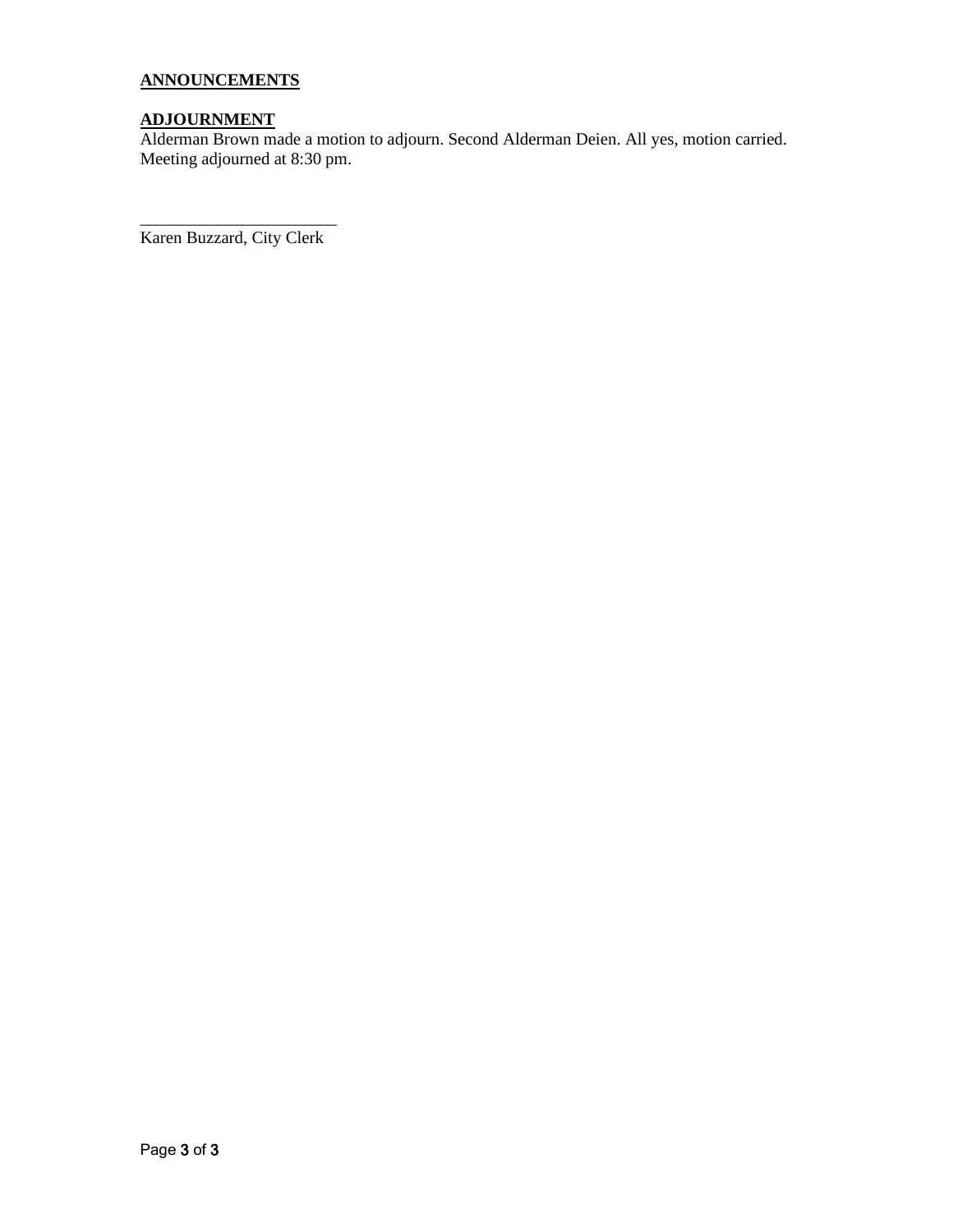**ANNOUNCEMENTS**

**ADJOURNMENT**

Alderman Brown made a motion to adjourn. Second Alderman Deien. All yes, motion carried. Meeting adjourned at 8:30 pm.

_______________________

Karen Buzzard, City Clerk